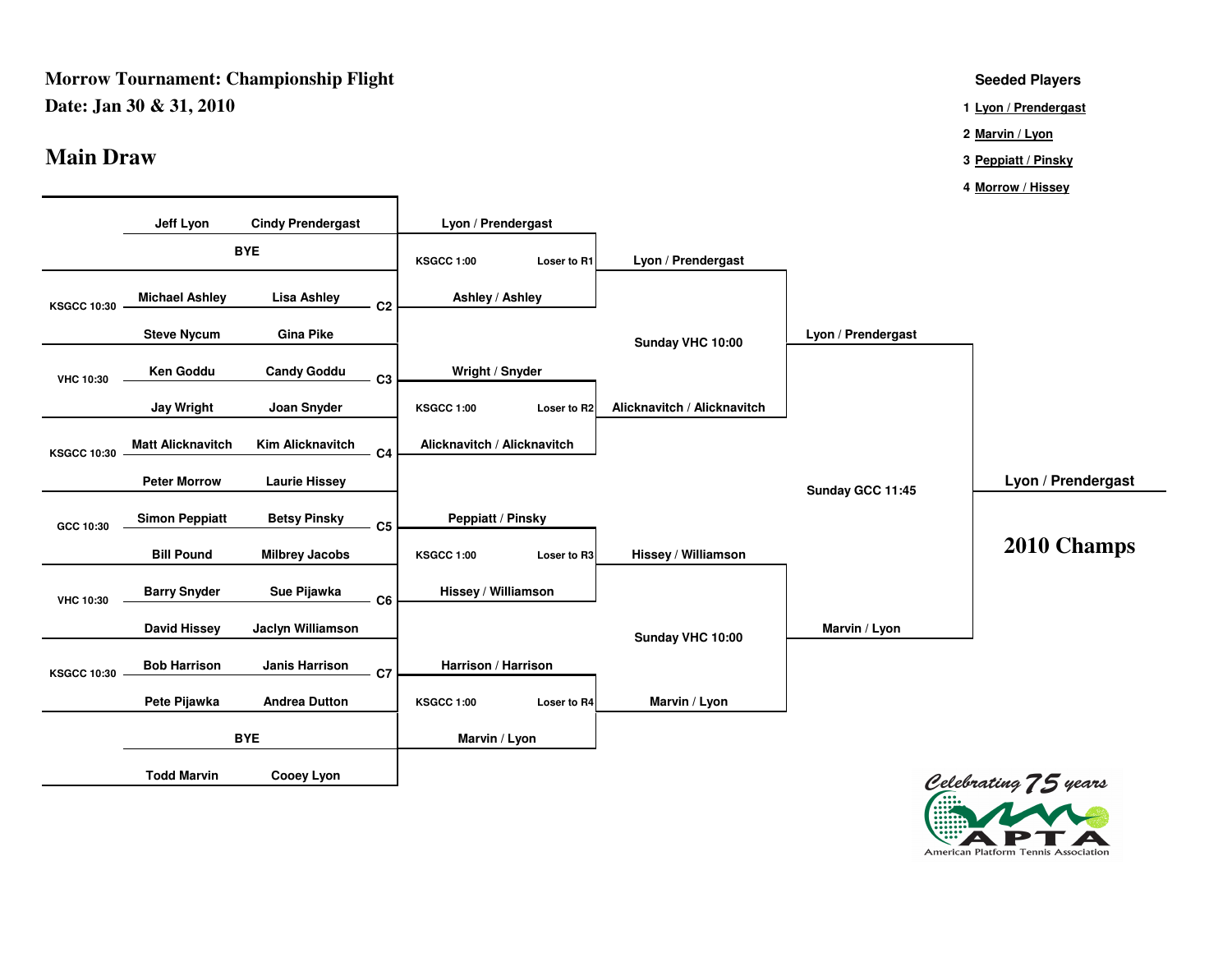# Morrow Tournament: Championship Flight

**Date: Jan 30 & 31, 2010**

## Main Draw

**Seeded Players**

1. Lyon / Prendergast
2. Marvin / Lyon
3. Peppiatt / Pinsky
4. Morrow / Hissey

### First Round

| Court/Time | Player 1 | Player 2 | Match |
|---|---|---|---|
| | Jeff Lyon | Cindy Prendergast | |
| | BYE | | |
| KSGCC 10:30 | Michael Ashley | Lisa Ashley | C2 |
| | Steve Nycum | Gina Pike | |
| VHC 10:30 | Ken Goddu | Candy Goddu | C3 |
| | Jay Wright | Joan Snyder | |
| KSGCC 10:30 | Matt Alicknavitch | Kim Alicknavitch | C4 |
| | Peter Morrow | Laurie Hissey | |
| GCC 10:30 | Simon Peppiatt | Betsy Pinsky | C5 |
| | Bill Pound | Milbrey Jacobs | |
| VHC 10:30 | Barry Snyder | Sue Pijawka | C6 |
| | David Hissey | Jaclyn Williamson | |
| KSGCC 10:30 | Bob Harrison | Janis Harrison | C7 |
| | Pete Pijawka | Andrea Dutton | |
| | BYE | | |
| | Todd Marvin | Cooey Lyon | |

### Quarterfinals

| Match | Team 1 | Team 2 | Winner |
|---|---|---|---|
| KSGCC 1:00 — Loser to R1 | Lyon / Prendergast | Ashley / Ashley | Lyon / Prendergast |
| KSGCC 1:00 — Loser to R2 | Wright / Snyder | Alicknavitch / Alicknavitch | Alicknavitch / Alicknavitch |
| KSGCC 1:00 — Loser to R3 | Peppiatt / Pinsky | Hissey / Williamson | Hissey / Williamson |
| KSGCC 1:00 — Loser to R4 | Harrison / Harrison | Marvin / Lyon | Marvin / Lyon |

### Semifinals

| Match | Winner |
|---|---|
| Sunday VHC 10:00 (Lyon / Prendergast vs. Alicknavitch / Alicknavitch) | Lyon / Prendergast |
| Sunday VHC 10:00 (Hissey / Williamson vs. Marvin / Lyon) | Marvin / Lyon |

### Final

Sunday GCC 11:45: Lyon / Prendergast vs. Marvin / Lyon

**Lyon / Prendergast**

# 2010 Champs

Celebrating 75 years — APTA American Platform Tennis Association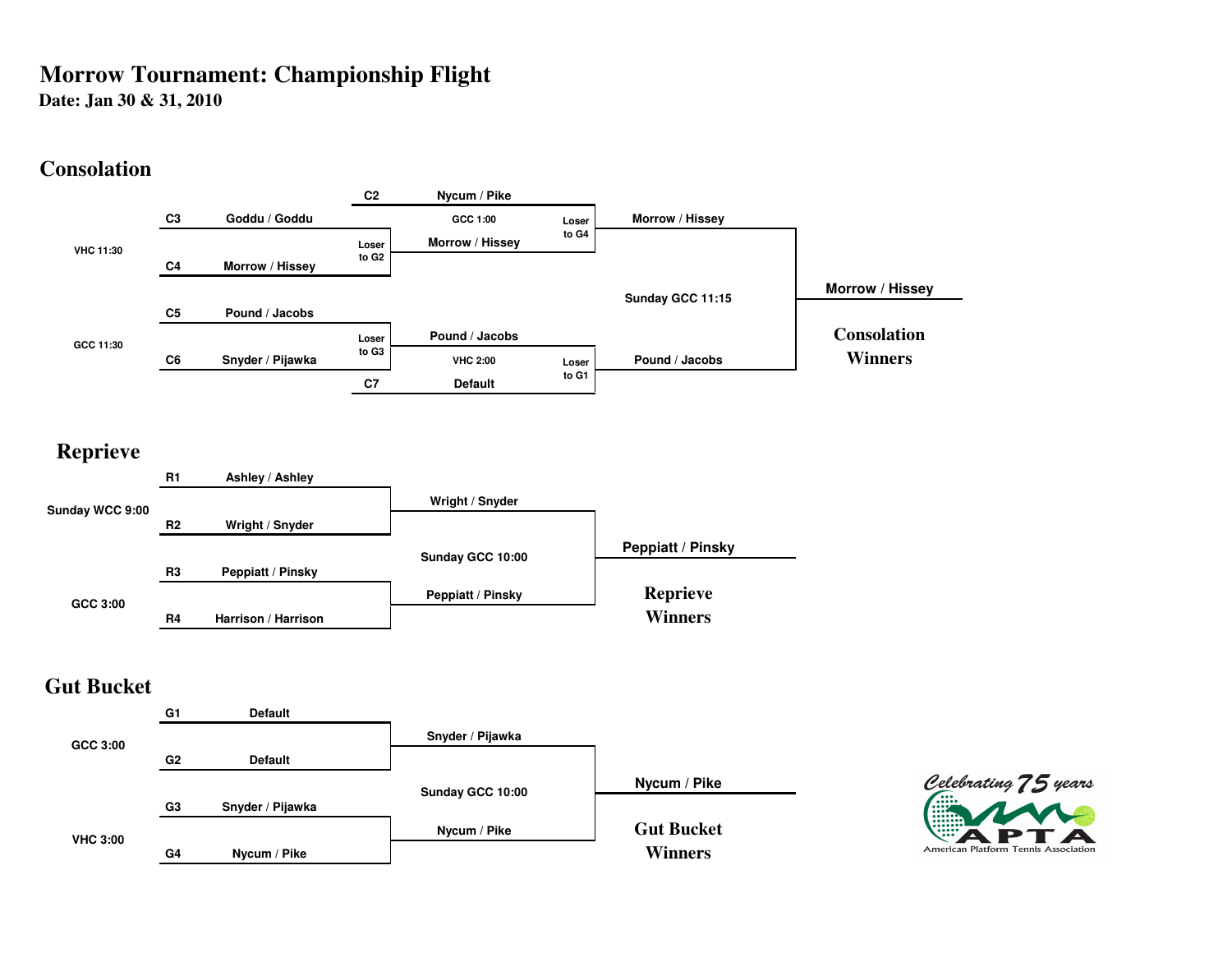# Morrow Tournament: Championship Flight

**Date: Jan 30 & 31, 2010**

## Consolation

| Slot | Team | Match Info | Round 2 | Final | Winner |
|---|---|---|---|---|---|
| C2 | Nycum / Pike | GCC 1:00 | Morrow / Hissey (Loser to G4) | | |
| C3 | Goddu / Goddu | VHC 11:30 | | | |
| C4 | Morrow / Hissey | Loser to G2 | Morrow / Hissey | Sunday GCC 11:15 | Morrow / Hissey |
| C5 | Pound / Jacobs | GCC 11:30 | | | |
| C6 | Snyder / Pijawka | Loser to G3 | Pound / Jacobs | | |
| C7 | Default | VHC 2:00 | Pound / Jacobs (Loser to G1) | | |

**Consolation Winners:** Morrow / Hissey

## Reprieve

| Slot | Team | Match Info | Round 2 | Final |
|---|---|---|---|---|
| R1 | Ashley / Ashley | Sunday WCC 9:00 | Wright / Snyder | |
| R2 | Wright / Snyder | | | Sunday GCC 10:00 |
| R3 | Peppiatt / Pinsky | GCC 3:00 | Peppiatt / Pinsky | |
| R4 | Harrison / Harrison | | | |

**Reprieve Winners:** Peppiatt / Pinsky

## Gut Bucket

| Slot | Team | Match Info | Round 2 | Final |
|---|---|---|---|---|
| G1 | Default | GCC 3:00 | Snyder / Pijawka | |
| G2 | Default | | | Sunday GCC 10:00 |
| G3 | Snyder / Pijawka | VHC 3:00 | Nycum / Pike | |
| G4 | Nycum / Pike | | | |

**Gut Bucket Winners:** Nycum / Pike

Celebrating 75 years
APTA
American Platform Tennis Association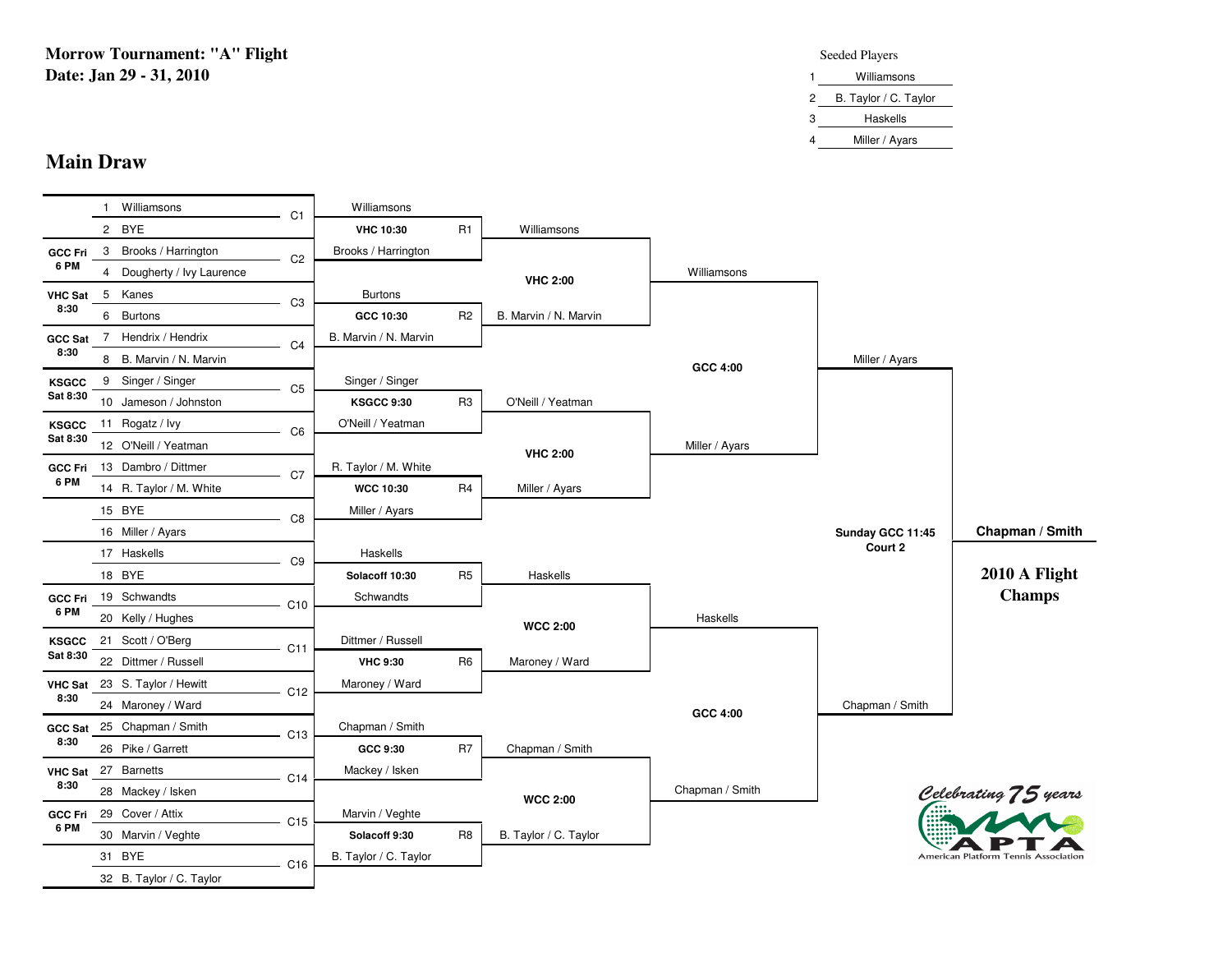**Morrow Tournament: "A" Flight**
**Date: Jan 29 - 31, 2010**

Seeded Players

| Seed | Player |
|---|---|
| 1 | Williamsons |
| 2 | B. Taylor / C. Taylor |
| 3 | Haskells |
| 4 | Miller / Ayars |

## Main Draw

### First Round

| Time | # | Team | Match |
|---|---|---|---|
| | 1 | Williamsons | C1 |
| | 2 | BYE | C1 |
| GCC Fri 6 PM | 3 | Brooks / Harrington | C2 |
| | 4 | Dougherty / Ivy Laurence | C2 |
| VHC Sat 8:30 | 5 | Kanes | C3 |
| | 6 | Burtons | C3 |
| GCC Sat 8:30 | 7 | Hendrix / Hendrix | C4 |
| | 8 | B. Marvin / N. Marvin | C4 |
| KSGCC Sat 8:30 | 9 | Singer / Singer | C5 |
| | 10 | Jameson / Johnston | C5 |
| KSGCC Sat 8:30 | 11 | Rogatz / Ivy | C6 |
| | 12 | O'Neill / Yeatman | C6 |
| GCC Fri 6 PM | 13 | Dambro / Dittmer | C7 |
| | 14 | R. Taylor / M. White | C7 |
| | 15 | BYE | C8 |
| | 16 | Miller / Ayars | C8 |
| | 17 | Haskells | C9 |
| | 18 | BYE | C9 |
| GCC Fri 6 PM | 19 | Schwandts | C10 |
| | 20 | Kelly / Hughes | C10 |
| KSGCC Sat 8:30 | 21 | Scott / O'Berg | C11 |
| | 22 | Dittmer / Russell | C11 |
| VHC Sat 8:30 | 23 | S. Taylor / Hewitt | C12 |
| | 24 | Maroney / Ward | C12 |
| GCC Sat 8:30 | 25 | Chapman / Smith | C13 |
| | 26 | Pike / Garrett | C13 |
| VHC Sat 8:30 | 27 | Barnetts | C14 |
| | 28 | Mackey / Isken | C14 |
| GCC Fri 6 PM | 29 | Cover / Attix | C15 |
| | 30 | Marvin / Veghte | C15 |
| | 31 | BYE | C16 |
| | 32 | B. Taylor / C. Taylor | C16 |

### Second Round

| Match | Teams | Time |
|---|---|---|
| R1 | Williamsons vs Brooks / Harrington | VHC 10:30 |
| R2 | Burtons vs B. Marvin / N. Marvin | GCC 10:30 |
| R3 | Singer / Singer vs O'Neill / Yeatman | KSGCC 9:30 |
| R4 | R. Taylor / M. White vs Miller / Ayars | WCC 10:30 |
| R5 | Haskells vs Schwandts | Solacoff 10:30 |
| R6 | Dittmer / Russell vs Maroney / Ward | VHC 9:30 |
| R7 | Chapman / Smith vs Mackey / Isken | GCC 9:30 |
| R8 | Marvin / Veghte vs B. Taylor / C. Taylor | Solacoff 9:30 |

### Quarterfinals

| Teams | Time |
|---|---|
| Williamsons vs B. Marvin / N. Marvin | VHC 2:00 |
| O'Neill / Yeatman vs Miller / Ayars | VHC 2:00 |
| Haskells vs Maroney / Ward | WCC 2:00 |
| Chapman / Smith vs B. Taylor / C. Taylor | WCC 2:00 |

### Semifinals

| Teams | Time |
|---|---|
| Williamsons vs Miller / Ayars | GCC 4:00 |
| Haskells vs Chapman / Smith | GCC 4:00 |

### Final

| Teams | Time |
|---|---|
| Miller / Ayars vs Chapman / Smith | Sunday GCC 11:45 Court 2 |

**Chapman / Smith**

**2010 A Flight Champs**

Celebrating 75 years
APTA
American Platform Tennis Association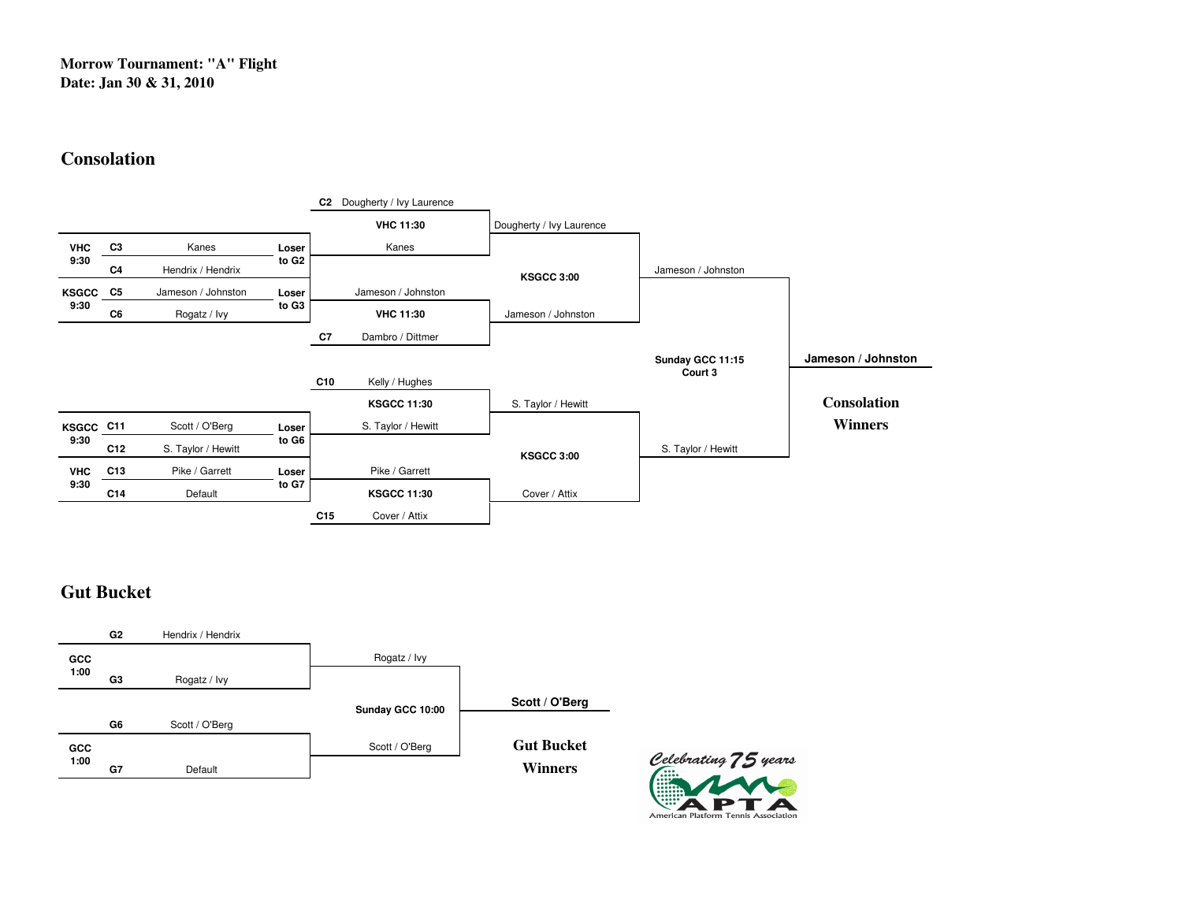**Morrow Tournament: "A" Flight**
**Date: Jan 30 & 31, 2010**

## Consolation

### First Round (Saturday 9:30)

| Site / Time | Match | Team | Note |
|---|---|---|---|
| VHC 9:30 | C3 | Kanes | Loser to G2 |
| | C4 | Hendrix / Hendrix | |
| KSGCC 9:30 | C5 | Jameson / Johnston | Loser to G3 |
| | C6 | Rogatz / Ivy | |
| KSGCC 9:30 | C11 | Scott / O'Berg | Loser to G6 |
| | C12 | S. Taylor / Hewitt | |
| VHC 9:30 | C13 | Pike / Garrett | Loser to G7 |
| | C14 | Default | |

### Second Round

| Match | Site / Time | Teams | Winner |
|---|---|---|---|
| C2 | VHC 11:30 | Dougherty / Ivy Laurence vs. Kanes | Dougherty / Ivy Laurence |
| C7 | VHC 11:30 | Jameson / Johnston vs. Dambro / Dittmer | Jameson / Johnston |
| C10 | KSGCC 11:30 | Kelly / Hughes vs. S. Taylor / Hewitt | S. Taylor / Hewitt |
| C15 | KSGCC 11:30 | Pike / Garrett vs. Cover / Attix | Cover / Attix |

### Semifinals

| Site / Time | Teams | Winner |
|---|---|---|
| KSGCC 3:00 | Dougherty / Ivy Laurence vs. Jameson / Johnston | Jameson / Johnston |
| KSGCC 3:00 | S. Taylor / Hewitt vs. Cover / Attix | S. Taylor / Hewitt |

### Final

Sunday GCC 11:15 Court 3: Jameson / Johnston vs. S. Taylor / Hewitt

**Jameson / Johnston**

**Consolation Winners**

## Gut Bucket

| Site / Time | Match | Team | Winner |
|---|---|---|---|
| GCC 1:00 | G2 | Hendrix / Hendrix | Rogatz / Ivy |
| | G3 | Rogatz / Ivy | |
| GCC 1:00 | G6 | Scott / O'Berg | Scott / O'Berg |
| | G7 | Default | |

Final – Sunday GCC 10:00: Rogatz / Ivy vs. Scott / O'Berg

**Scott / O'Berg**

**Gut Bucket Winners**

Celebrating 75 years – APTA American Platform Tennis Association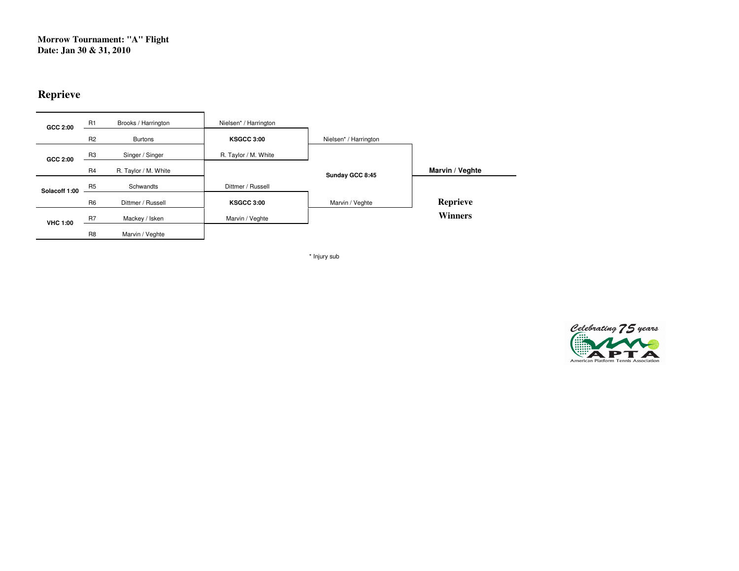**Morrow Tournament: "A" Flight**
**Date: Jan 30 & 31, 2010**

## Reprieve

| Site | Seed | Round 1 | Quarterfinal | Semifinal | Reprieve Winners |
|---|---|---|---|---|---|
| **GCC 2:00** | R1 | Brooks / Harrington | Nielsen* / Harrington | | |
| | R2 | Burtons | **KSGCC 3:00** | Nielsen* / Harrington | |
| **GCC 2:00** | R3 | Singer / Singer | R. Taylor / M. White | | |
| | R4 | R. Taylor / M. White | | **Sunday GCC 8:45** | **Marvin / Veghte** |
| **Solacoff 1:00** | R5 | Schwandts | Dittmer / Russell | | |
| | R6 | Dittmer / Russell | **KSGCC 3:00** | Marvin / Veghte | |
| **VHC 1:00** | R7 | Mackey / Isken | Marvin / Veghte | | |
| | R8 | Marvin / Veghte | | | |

**Reprieve Winners**

* Injury sub

Celebrating 75 years
APTA
American Platform Tennis Association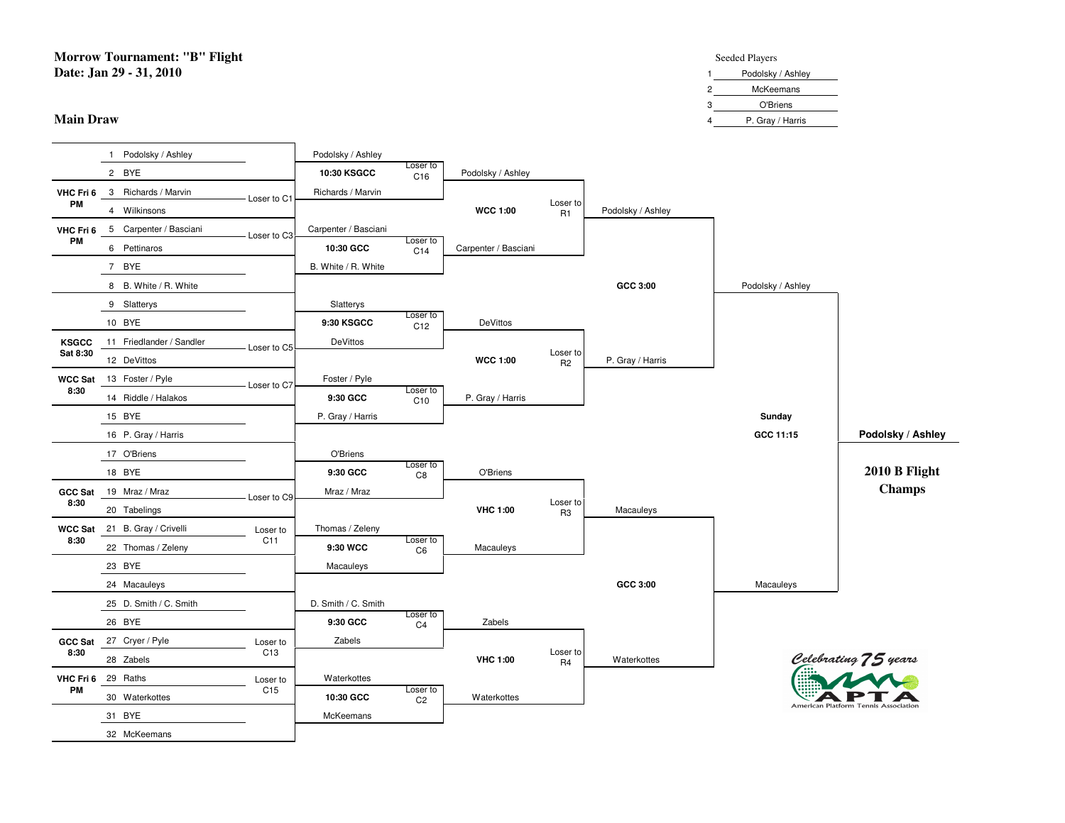**Morrow Tournament: "B" Flight**
**Date: Jan 29 - 31, 2010**

**Main Draw**

| Seeded Players | |
|---|---|
| 1 | Podolsky / Ashley |
| 2 | McKeemans |
| 3 | O'Briens |
| 4 | P. Gray / Harris |

| Schedule | # | First Round | Loser | Second Round | Time | Loser | Round of 16 | Time | Loser | Quarterfinals | Time | Semifinals | Final |
|---|---|---|---|---|---|---|---|---|---|---|---|---|---|
| | 1 | Podolsky / Ashley | | Podolsky / Ashley | 10:30 KSGCC | Loser to C16 | Podolsky / Ashley | WCC 1:00 | Loser to R1 | Podolsky / Ashley | GCC 3:00 | Podolsky / Ashley | Sunday GCC 11:15 — **Podolsky / Ashley** |
| | 2 | BYE | | | | | | | | | | | |
| VHC Fri 6 PM | 3 | Richards / Marvin | Loser to C1 | Richards / Marvin | | | | | | | | | |
| | 4 | Wilkinsons | | | | | | | | | | | |
| VHC Fri 6 PM | 5 | Carpenter / Basciani | Loser to C3 | Carpenter / Basciani | 10:30 GCC | Loser to C14 | Carpenter / Basciani | | | | | | |
| | 6 | Pettinaros | | | | | | | | | | | |
| | 7 | BYE | | B. White / R. White | | | | | | | | | |
| | 8 | B. White / R. White | | | | | | | | | | | |
| | 9 | Slatterys | | Slatterys | 9:30 KSGCC | Loser to C12 | DeVittos | WCC 1:00 | Loser to R2 | P. Gray / Harris | | | |
| | 10 | BYE | | | | | | | | | | | |
| KSGCC Sat 8:30 | 11 | Friedlander / Sandler | Loser to C5 | DeVittos | | | | | | | | | |
| | 12 | DeVittos | | | | | | | | | | | |
| WCC Sat 8:30 | 13 | Foster / Pyle | Loser to C7 | Foster / Pyle | 9:30 GCC | Loser to C10 | P. Gray / Harris | | | | | | |
| | 14 | Riddle / Halakos | | | | | | | | | | | |
| | 15 | BYE | | P. Gray / Harris | | | | | | | | | |
| | 16 | P. Gray / Harris | | | | | | | | | | | |
| | 17 | O'Briens | | O'Briens | 9:30 GCC | Loser to C8 | O'Briens | VHC 1:00 | Loser to R3 | Macauleys | GCC 3:00 | Macauleys | |
| | 18 | BYE | | | | | | | | | | | |
| GCC Sat 8:30 | 19 | Mraz / Mraz | Loser to C9 | Mraz / Mraz | | | | | | | | | |
| | 20 | Tabelings | | | | | | | | | | | |
| WCC Sat 8:30 | 21 | B. Gray / Crivelli | Loser to C11 | Thomas / Zeleny | 9:30 WCC | Loser to C6 | Macauleys | | | | | | |
| | 22 | Thomas / Zeleny | | | | | | | | | | | |
| | 23 | BYE | | Macauleys | | | | | | | | | |
| | 24 | Macauleys | | | | | | | | | | | |
| | 25 | D. Smith / C. Smith | | D. Smith / C. Smith | 9:30 GCC | Loser to C4 | Zabels | VHC 1:00 | Loser to R4 | Waterkottes | | | |
| | 26 | BYE | | | | | | | | | | | |
| GCC Sat 8:30 | 27 | Cryer / Pyle | Loser to C13 | Zabels | | | | | | | | | |
| | 28 | Zabels | | | | | | | | | | | |
| VHC Fri 6 PM | 29 | Raths | Loser to C15 | Waterkottes | 10:30 GCC | Loser to C2 | Waterkottes | | | | | | |
| | 30 | Waterkottes | | | | | | | | | | | |
| | 31 | BYE | | McKeemans | | | | | | | | | |
| | 32 | McKeemans | | | | | | | | | | | |

**2010 B Flight Champs**

Celebrating 75 years — APTA American Platform Tennis Association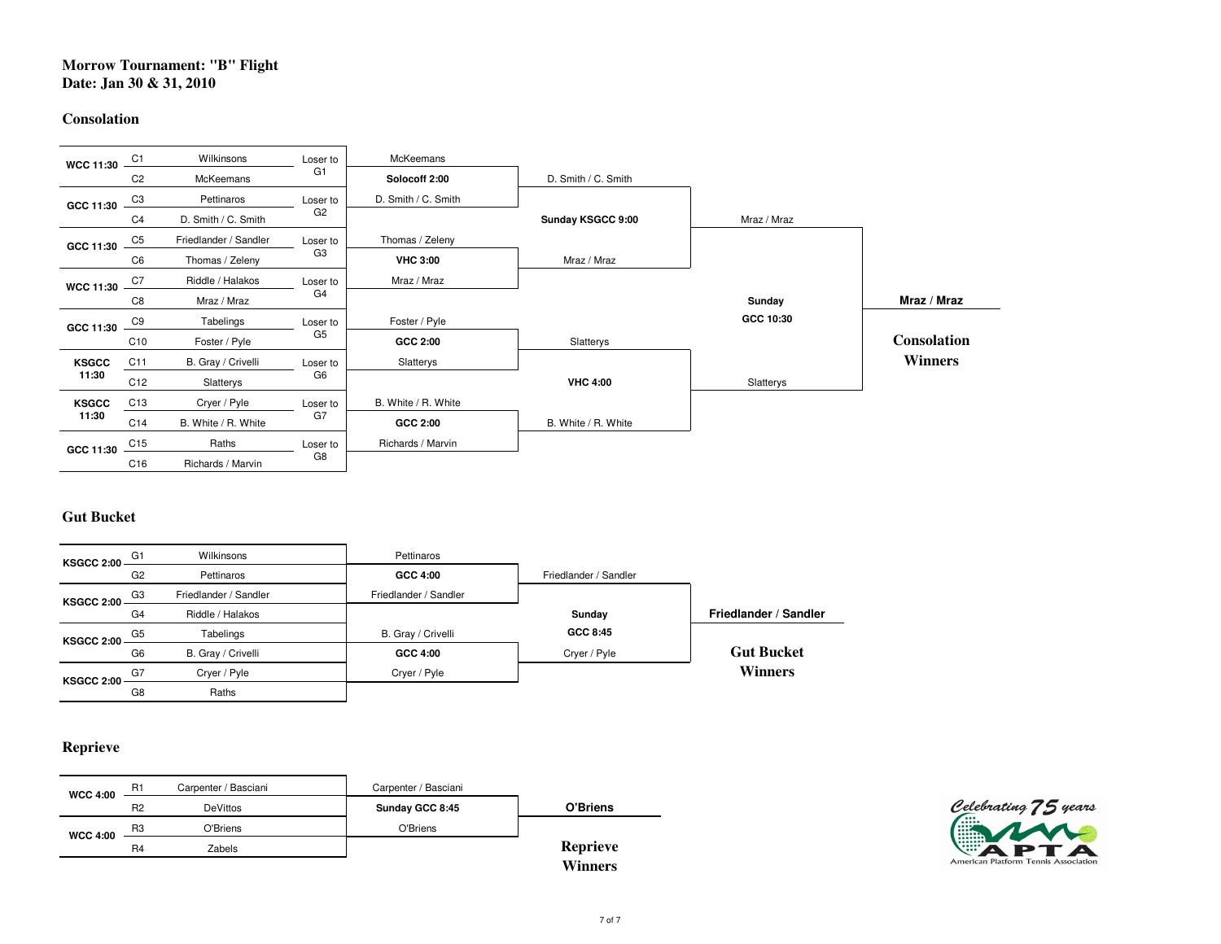**Morrow Tournament: "B" Flight**
**Date: Jan 30 & 31, 2010**

## Consolation

| Time | Seed | Team | Loser to | Round 2 | Round 3 | Round 4 | Winner |
|---|---|---|---|---|---|---|---|
| WCC 11:30 | C1 | Wilkinsons | Loser to G1 | McKeemans | | | |
| | C2 | McKeemans | | **Solocoff 2:00** | D. Smith / C. Smith | | |
| GCC 11:30 | C3 | Pettinaros | Loser to G2 | D. Smith / C. Smith | | | |
| | C4 | D. Smith / C. Smith | | | **Sunday KSGCC 9:00** | Mraz / Mraz | |
| GCC 11:30 | C5 | Friedlander / Sandler | Loser to G3 | Thomas / Zeleny | | | |
| | C6 | Thomas / Zeleny | | **VHC 3:00** | Mraz / Mraz | | |
| WCC 11:30 | C7 | Riddle / Halakos | Loser to G4 | Mraz / Mraz | | | |
| | C8 | Mraz / Mraz | | | | **Sunday GCC 10:30** | **Mraz / Mraz** |
| GCC 11:30 | C9 | Tabelings | Loser to G5 | Foster / Pyle | | | |
| | C10 | Foster / Pyle | | **GCC 2:00** | Slatterys | | **Consolation Winners** |
| KSGCC 11:30 | C11 | B. Gray / Crivelli | Loser to G6 | Slatterys | | | |
| | C12 | Slatterys | | | **VHC 4:00** | Slatterys | |
| KSGCC 11:30 | C13 | Cryer / Pyle | Loser to G7 | B. White / R. White | | | |
| | C14 | B. White / R. White | | **GCC 2:00** | B. White / R. White | | |
| GCC 11:30 | C15 | Raths | Loser to G8 | Richards / Marvin | | | |
| | C16 | Richards / Marvin | | | | | |

## Gut Bucket

| Time | Seed | Team | Round 2 | Round 3 | Winner |
|---|---|---|---|---|---|
| KSGCC 2:00 | G1 | Wilkinsons | Pettinaros | | |
| | G2 | Pettinaros | **GCC 4:00** | Friedlander / Sandler | |
| KSGCC 2:00 | G3 | Friedlander / Sandler | Friedlander / Sandler | | |
| | G4 | Riddle / Halakos | | **Sunday GCC 8:45** | **Friedlander / Sandler** |
| KSGCC 2:00 | G5 | Tabelings | B. Gray / Crivelli | | |
| | G6 | B. Gray / Crivelli | **GCC 4:00** | Cryer / Pyle | **Gut Bucket Winners** |
| KSGCC 2:00 | G7 | Cryer / Pyle | Cryer / Pyle | | |
| | G8 | Raths | | | |

## Reprieve

| Time | Seed | Team | Round 2 | Winner |
|---|---|---|---|---|
| WCC 4:00 | R1 | Carpenter / Basciani | Carpenter / Basciani | |
| | R2 | DeVittos | **Sunday GCC 8:45** | **O'Briens** |
| WCC 4:00 | R3 | O'Briens | O'Briens | |
| | R4 | Zabels | | **Reprieve Winners** |

Celebrating 75 years
APTA
American Platform Tennis Association